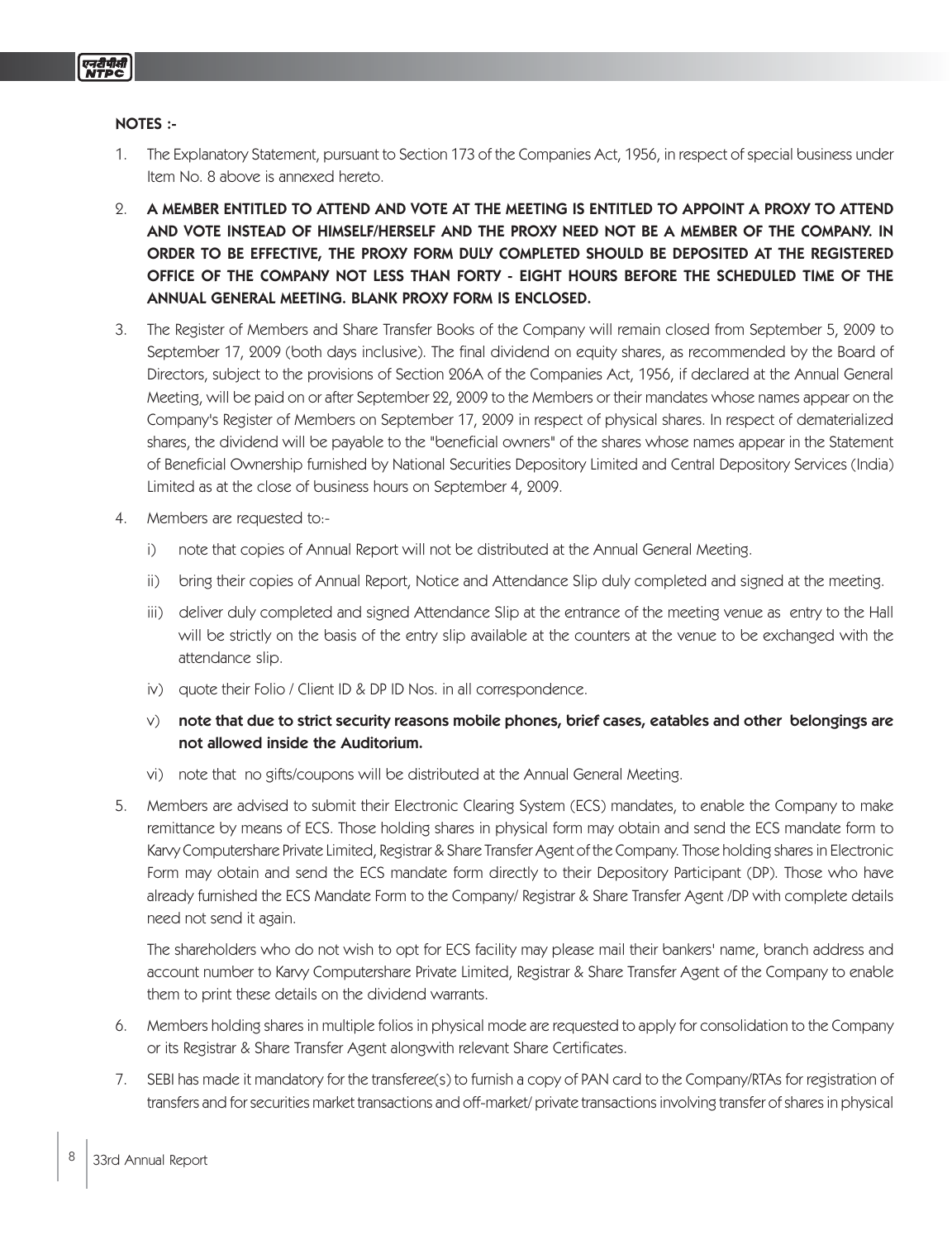**NOTES :-**

1. The Explanatory Statement, pursuant to Section 173 of the Companies Act, 1956, in respect of special business under Item No. 8 above is annexed hereto.

2. **A MEMBER ENTITLED TO ATTEND AND VOTE AT THE MEETING IS ENTITLED TO APPOINT A PROXY TO ATTEND AND VOTE INSTEAD OF HIMSELF/HERSELF AND THE PROXY NEED NOT BE A MEMBER OF THE COMPANY. IN ORDER TO BE EFFECTIVE, THE PROXY FORM DULY COMPLETED SHOULD BE DEPOSITED AT THE REGISTERED OFFICE OF THE COMPANY NOT LESS THAN FORTY - EIGHT HOURS BEFORE THE SCHEDULED TIME OF THE ANNUAL GENERAL MEETING. BLANK PROXY FORM IS ENCLOSED.**

3. The Register of Members and Share Transfer Books of the Company will remain closed from September 5, 2009 to September 17, 2009 (both days inclusive). The final dividend on equity shares, as recommended by the Board of Directors, subject to the provisions of Section 206A of the Companies Act, 1956, if declared at the Annual General Meeting, will be paid on or after September 22, 2009 to the Members or their mandates whose names appear on the Company's Register of Members on September 17, 2009 in respect of physical shares. In respect of dematerialized shares, the dividend will be payable to the "beneficial owners" of the shares whose names appear in the Statement of Beneficial Ownership furnished by National Securities Depository Limited and Central Depository Services (India) Limited as at the close of business hours on September 4, 2009.

4. Members are requested to:-

   i) note that copies of Annual Report will not be distributed at the Annual General Meeting.

   ii) bring their copies of Annual Report, Notice and Attendance Slip duly completed and signed at the meeting.

   iii) deliver duly completed and signed Attendance Slip at the entrance of the meeting venue as entry to the Hall will be strictly on the basis of the entry slip available at the counters at the venue to be exchanged with the attendance slip.

   iv) quote their Folio / Client ID & DP ID Nos. in all correspondence.

   v) **note that due to strict security reasons mobile phones, brief cases, eatables and other belongings are not allowed inside the Auditorium.**

   vi) note that no gifts/coupons will be distributed at the Annual General Meeting.

5. Members are advised to submit their Electronic Clearing System (ECS) mandates, to enable the Company to make remittance by means of ECS. Those holding shares in physical form may obtain and send the ECS mandate form to Karvy Computershare Private Limited, Registrar & Share Transfer Agent of the Company. Those holding shares in Electronic Form may obtain and send the ECS mandate form directly to their Depository Participant (DP). Those who have already furnished the ECS Mandate Form to the Company/ Registrar & Share Transfer Agent /DP with complete details need not send it again.

   The shareholders who do not wish to opt for ECS facility may please mail their bankers' name, branch address and account number to Karvy Computershare Private Limited, Registrar & Share Transfer Agent of the Company to enable them to print these details on the dividend warrants.

6. Members holding shares in multiple folios in physical mode are requested to apply for consolidation to the Company or its Registrar & Share Transfer Agent alongwith relevant Share Certificates.

7. SEBI has made it mandatory for the transferee(s) to furnish a copy of PAN card to the Company/RTAs for registration of transfers and for securities market transactions and off-market/ private transactions involving transfer of shares in physical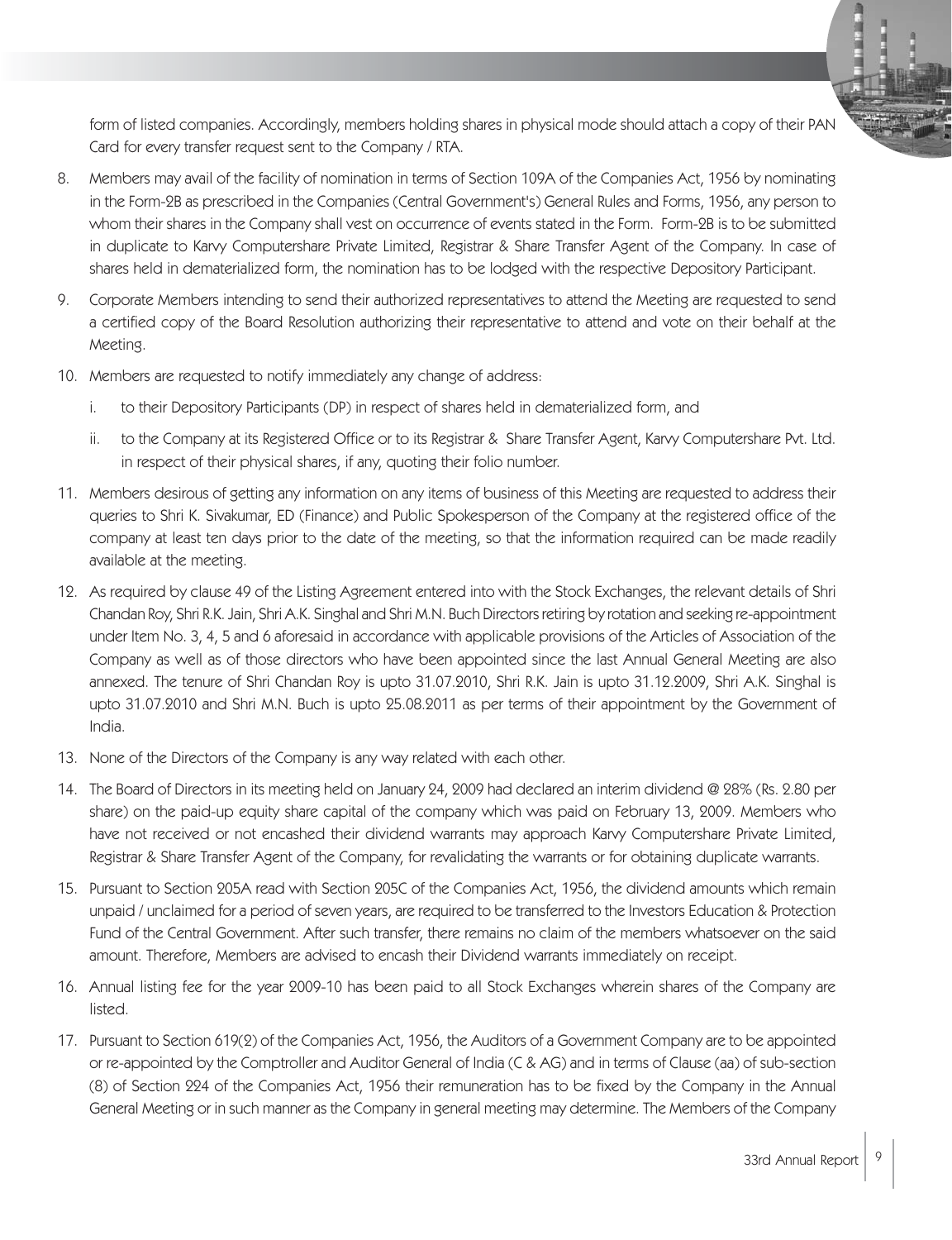form of listed companies. Accordingly, members holding shares in physical mode should attach a copy of their PAN Card for every transfer request sent to the Company / RTA.

8. Members may avail of the facility of nomination in terms of Section 109A of the Companies Act, 1956 by nominating in the Form-2B as prescribed in the Companies (Central Government's) General Rules and Forms, 1956, any person to whom their shares in the Company shall vest on occurrence of events stated in the Form. Form-2B is to be submitted in duplicate to Karvy Computershare Private Limited, Registrar & Share Transfer Agent of the Company. In case of shares held in dematerialized form, the nomination has to be lodged with the respective Depository Participant.

9. Corporate Members intending to send their authorized representatives to attend the Meeting are requested to send a certified copy of the Board Resolution authorizing their representative to attend and vote on their behalf at the Meeting.

10. Members are requested to notify immediately any change of address:

    i. to their Depository Participants (DP) in respect of shares held in dematerialized form, and

    ii. to the Company at its Registered Office or to its Registrar & Share Transfer Agent, Karvy Computershare Pvt. Ltd. in respect of their physical shares, if any, quoting their folio number.

11. Members desirous of getting any information on any items of business of this Meeting are requested to address their queries to Shri K. Sivakumar, ED (Finance) and Public Spokesperson of the Company at the registered office of the company at least ten days prior to the date of the meeting, so that the information required can be made readily available at the meeting.

12. As required by clause 49 of the Listing Agreement entered into with the Stock Exchanges, the relevant details of Shri Chandan Roy, Shri R.K. Jain, Shri A.K. Singhal and Shri M.N. Buch Directors retiring by rotation and seeking re-appointment under Item No. 3, 4, 5 and 6 aforesaid in accordance with applicable provisions of the Articles of Association of the Company as well as of those directors who have been appointed since the last Annual General Meeting are also annexed. The tenure of Shri Chandan Roy is upto 31.07.2010, Shri R.K. Jain is upto 31.12.2009, Shri A.K. Singhal is upto 31.07.2010 and Shri M.N. Buch is upto 25.08.2011 as per terms of their appointment by the Government of India.

13. None of the Directors of the Company is any way related with each other.

14. The Board of Directors in its meeting held on January 24, 2009 had declared an interim dividend @ 28% (Rs. 2.80 per share) on the paid-up equity share capital of the company which was paid on February 13, 2009. Members who have not received or not encashed their dividend warrants may approach Karvy Computershare Private Limited, Registrar & Share Transfer Agent of the Company, for revalidating the warrants or for obtaining duplicate warrants.

15. Pursuant to Section 205A read with Section 205C of the Companies Act, 1956, the dividend amounts which remain unpaid / unclaimed for a period of seven years, are required to be transferred to the Investors Education & Protection Fund of the Central Government. After such transfer, there remains no claim of the members whatsoever on the said amount. Therefore, Members are advised to encash their Dividend warrants immediately on receipt.

16. Annual listing fee for the year 2009-10 has been paid to all Stock Exchanges wherein shares of the Company are listed.

17. Pursuant to Section 619(2) of the Companies Act, 1956, the Auditors of a Government Company are to be appointed or re-appointed by the Comptroller and Auditor General of India (C & AG) and in terms of Clause (aa) of sub-section (8) of Section 224 of the Companies Act, 1956 their remuneration has to be fixed by the Company in the Annual General Meeting or in such manner as the Company in general meeting may determine. The Members of the Company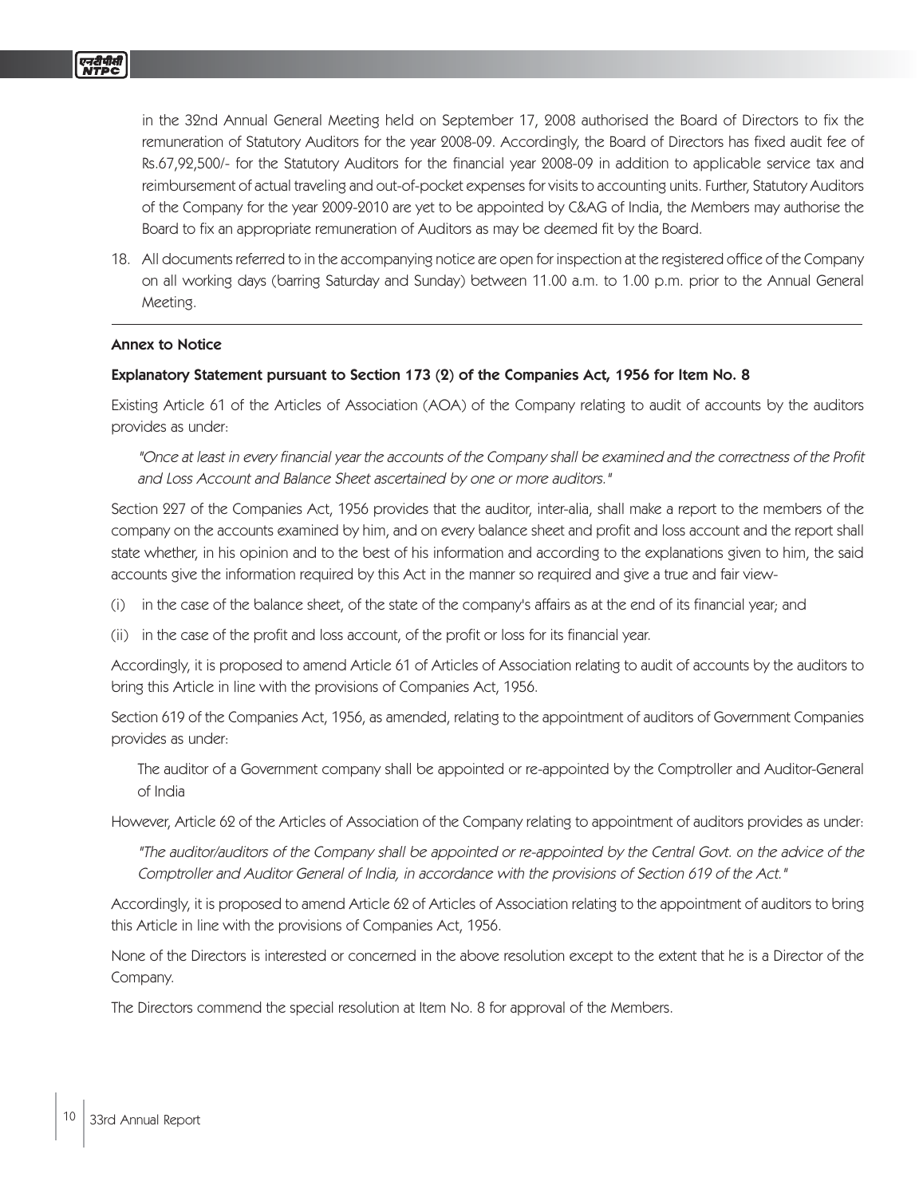in the 32nd Annual General Meeting held on September 17, 2008 authorised the Board of Directors to fix the remuneration of Statutory Auditors for the year 2008-09. Accordingly, the Board of Directors has fixed audit fee of Rs.67,92,500/- for the Statutory Auditors for the financial year 2008-09 in addition to applicable service tax and reimbursement of actual traveling and out-of-pocket expenses for visits to accounting units. Further, Statutory Auditors of the Company for the year 2009-2010 are yet to be appointed by C&AG of India, the Members may authorise the Board to fix an appropriate remuneration of Auditors as may be deemed fit by the Board.

18. All documents referred to in the accompanying notice are open for inspection at the registered office of the Company on all working days (barring Saturday and Sunday) between 11.00 a.m. to 1.00 p.m. prior to the Annual General Meeting.

---

**Annex to Notice**

**Explanatory Statement pursuant to Section 173 (2) of the Companies Act, 1956 for Item No. 8**

Existing Article 61 of the Articles of Association (AOA) of the Company relating to audit of accounts by the auditors provides as under:

*"Once at least in every financial year the accounts of the Company shall be examined and the correctness of the Profit and Loss Account and Balance Sheet ascertained by one or more auditors."*

Section 227 of the Companies Act, 1956 provides that the auditor, inter-alia, shall make a report to the members of the company on the accounts examined by him, and on every balance sheet and profit and loss account and the report shall state whether, in his opinion and to the best of his information and according to the explanations given to him, the said accounts give the information required by this Act in the manner so required and give a true and fair view-

(i) in the case of the balance sheet, of the state of the company's affairs as at the end of its financial year; and

(ii) in the case of the profit and loss account, of the profit or loss for its financial year.

Accordingly, it is proposed to amend Article 61 of Articles of Association relating to audit of accounts by the auditors to bring this Article in line with the provisions of Companies Act, 1956.

Section 619 of the Companies Act, 1956, as amended, relating to the appointment of auditors of Government Companies provides as under:

The auditor of a Government company shall be appointed or re-appointed by the Comptroller and Auditor-General of India

However, Article 62 of the Articles of Association of the Company relating to appointment of auditors provides as under:

*"The auditor/auditors of the Company shall be appointed or re-appointed by the Central Govt. on the advice of the Comptroller and Auditor General of India, in accordance with the provisions of Section 619 of the Act."*

Accordingly, it is proposed to amend Article 62 of Articles of Association relating to the appointment of auditors to bring this Article in line with the provisions of Companies Act, 1956.

None of the Directors is interested or concerned in the above resolution except to the extent that he is a Director of the Company.

The Directors commend the special resolution at Item No. 8 for approval of the Members.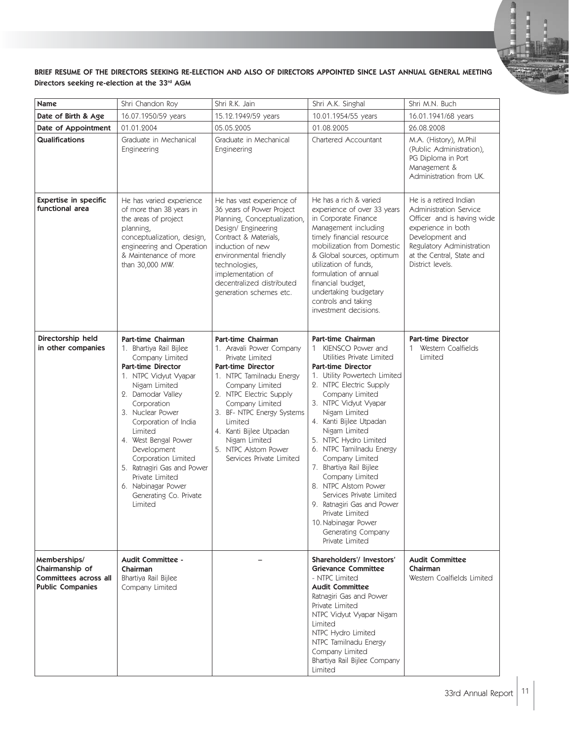**BRIEF RESUME OF THE DIRECTORS SEEKING RE-ELECTION AND ALSO OF DIRECTORS APPOINTED SINCE LAST ANNUAL GENERAL MEETING**

**Directors seeking re-election at the 33rd AGM**

| Name | Shri Chandon Roy | Shri R.K. Jain | Shri A.K. Singhal | Shri M.N. Buch |
|---|---|---|---|---|
| **Date of Birth & Age** | 16.07.1950/59 years | 15.12.1949/59 years | 10.01.1954/55 years | 16.01.1941/68 years |
| **Date of Appointment** | 01.01.2004 | 05.05.2005 | 01.08.2005 | 26.08.2008 |
| **Qualifications** | Graduate in Mechanical Engineering | Graduate in Mechanical Engineering | Chartered Accountant | M.A. (History), M.Phil (Public Administration), PG Diploma in Port Management & Administration from UK. |
| **Expertise in specific functional area** | He has varied experience of more than 38 years in the areas of project planning, conceptualization, design, engineering and Operation & Maintenance of more than 30,000 MW. | He has vast experience of 36 years of Power Project Planning, Conceptualization, Design/ Engineering Contract & Materials, induction of new environmental friendly technologies, implementation of decentralized distributed generation schemes etc. | He has a rich & varied experience of over 33 years in Corporate Finance Management including timely financial resource mobilization from Domestic & Global sources, optimum utilization of funds, formulation of annual financial budget, undertaking budgetary controls and taking investment decisions. | He is a retired Indian Administration Service Officer and is having wide experience in both Development and Regulatory Administration at the Central, State and District levels. |
| **Directorship held in other companies** | **Part-time Chairman**<br>1. Bhartiya Rail Bijlee Company Limited<br>**Part-time Director**<br>1. NTPC Vidyut Vyapar Nigam Limited<br>2. Damodar Valley Corporation<br>3. Nuclear Power Corporation of India Limited<br>4. West Bengal Power Development Corporation Limited<br>5. Ratnagiri Gas and Power Private Limited<br>6. Nabinagar Power Generating Co. Private Limited | **Part-time Chairman**<br>1. Aravali Power Company Private Limited<br>**Part-time Director**<br>1. NTPC Tamilnadu Energy Company Limited<br>2. NTPC Electric Supply Company Limited<br>3. BF- NTPC Energy Systems Limited<br>4. Kanti Bijlee Utpadan Nigam Limited<br>5. NTPC Alstom Power Services Private Limited | **Part-time Chairman**<br>1 KIENSCO Power and Utilities Private Limited<br>**Part-time Director**<br>1. Utility Powertech Limited<br>2. NTPC Electric Supply Company Limited<br>3. NTPC Vidyut Vyapar Nigam Limited<br>4. Kanti Bijlee Utpadan Nigam Limited<br>5. NTPC Hydro Limited<br>6. NTPC Tamilnadu Energy Company Limited<br>7. Bhartiya Rail Bijlee Company Limited<br>8. NTPC Alstom Power Services Private Limited<br>9. Ratnagiri Gas and Power Private Limited<br>10. Nabinagar Power Generating Company Private Limited | **Part-time Director**<br>1 Western Coalfields Limited |
| **Memberships/ Chairmanship of Committees across all Public Companies** | **Audit Committee - Chairman**<br>Bhartiya Rail Bijlee Company Limited | – | **Shareholders'/ Investors' Grievance Committee**<br>- NTPC Limited<br>**Audit Committee**<br>Ratnagiri Gas and Power Private Limited<br>NTPC Vidyut Vyapar Nigam Limited<br>NTPC Hydro Limited<br>NTPC Tamilnadu Energy Company Limited<br>Bhartiya Rail Bijlee Company Limited | **Audit Committee Chairman**<br>Western Coalfields Limited |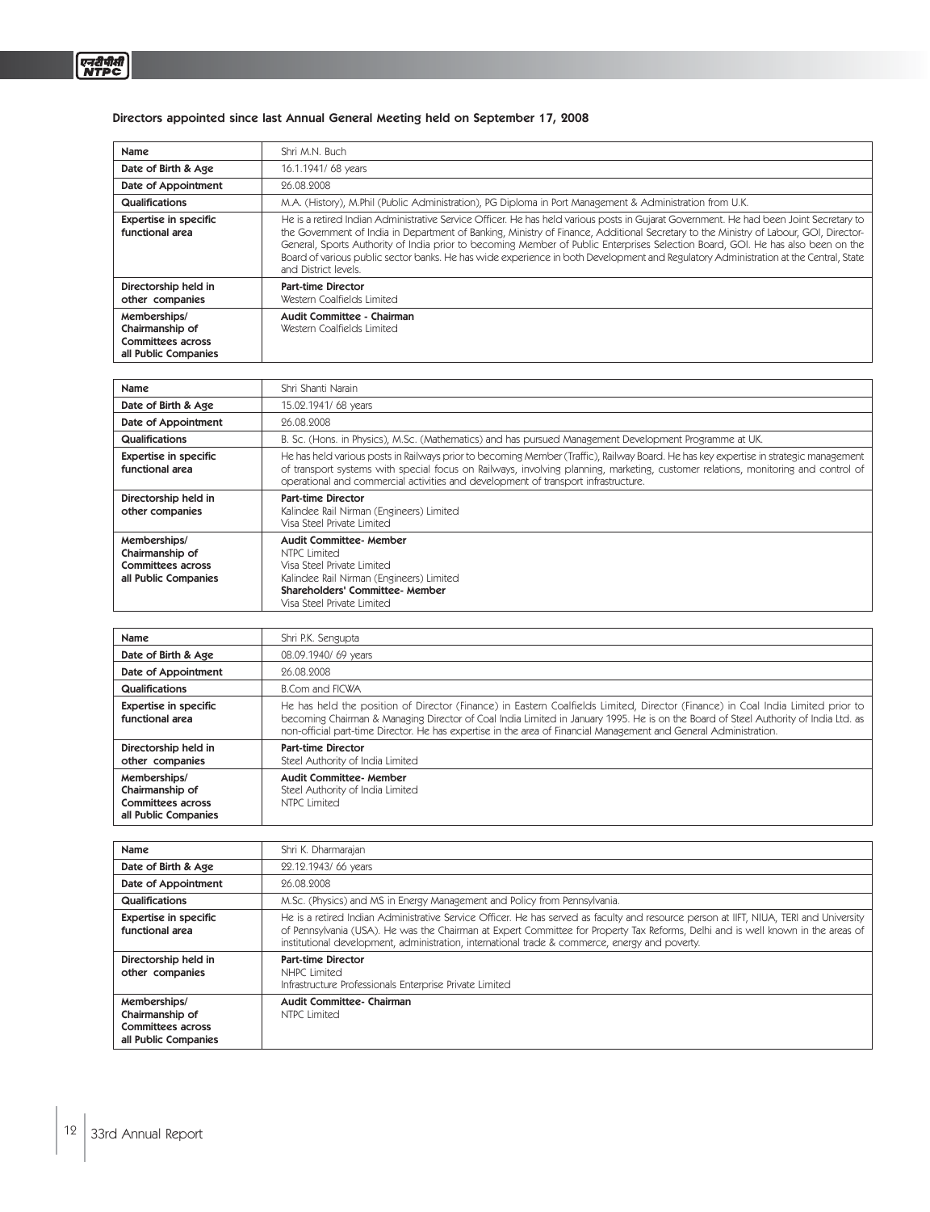### Directors appointed since last Annual General Meeting held on September 17, 2008

| **Name** | Shri M.N. Buch |
|---|---|
| **Date of Birth & Age** | 16.1.1941/ 68 years |
| **Date of Appointment** | 26.08.2008 |
| **Qualifications** | M.A. (History), M.Phil (Public Administration), PG Diploma in Port Management & Administration from U.K. |
| **Expertise in specific functional area** | He is a retired Indian Administrative Service Officer. He has held various posts in Gujarat Government. He had been Joint Secretary to the Government of India in Department of Banking, Ministry of Finance, Additional Secretary to the Ministry of Labour, GOI, Director-General, Sports Authority of India prior to becoming Member of Public Enterprises Selection Board, GOI. He has also been on the Board of various public sector banks. He has wide experience in both Development and Regulatory Administration at the Central, State and District levels. |
| **Directorship held in other companies** | **Part-time Director**<br>Western Coalfields Limited |
| **Memberships/ Chairmanship of Committees across all Public Companies** | **Audit Committee - Chairman**<br>Western Coalfields Limited |

| **Name** | Shri Shanti Narain |
|---|---|
| **Date of Birth & Age** | 15.02.1941/ 68 years |
| **Date of Appointment** | 26.08.2008 |
| **Qualifications** | B. Sc. (Hons. in Physics), M.Sc. (Mathematics) and has pursued Management Development Programme at UK. |
| **Expertise in specific functional area** | He has held various posts in Railways prior to becoming Member (Traffic), Railway Board. He has key expertise in strategic management of transport systems with special focus on Railways, involving planning, marketing, customer relations, monitoring and control of operational and commercial activities and development of transport infrastructure. |
| **Directorship held in other companies** | **Part-time Director**<br>Kalindee Rail Nirman (Engineers) Limited<br>Visa Steel Private Limited |
| **Memberships/ Chairmanship of Committees across all Public Companies** | **Audit Committee- Member**<br>NTPC Limited<br>Visa Steel Private Limited<br>Kalindee Rail Nirman (Engineers) Limited<br>**Shareholders' Committee- Member**<br>Visa Steel Private Limited |

| **Name** | Shri P.K. Sengupta |
|---|---|
| **Date of Birth & Age** | 08.09.1940/ 69 years |
| **Date of Appointment** | 26.08.2008 |
| **Qualifications** | B.Com and FICWA |
| **Expertise in specific functional area** | He has held the position of Director (Finance) in Eastern Coalfields Limited, Director (Finance) in Coal India Limited prior to becoming Chairman & Managing Director of Coal India Limited in January 1995. He is on the Board of Steel Authority of India Ltd. as non-official part-time Director. He has expertise in the area of Financial Management and General Administration. |
| **Directorship held in other companies** | **Part-time Director**<br>Steel Authority of India Limited |
| **Memberships/ Chairmanship of Committees across all Public Companies** | **Audit Committee- Member**<br>Steel Authority of India Limited<br>NTPC Limited |

| **Name** | Shri K. Dharmarajan |
|---|---|
| **Date of Birth & Age** | 22.12.1943/ 66 years |
| **Date of Appointment** | 26.08.2008 |
| **Qualifications** | M.Sc. (Physics) and MS in Energy Management and Policy from Pennsylvania. |
| **Expertise in specific functional area** | He is a retired Indian Administrative Service Officer. He has served as faculty and resource person at IIFT, NIUA, TERI and University of Pennsylvania (USA). He was the Chairman at Expert Committee for Property Tax Reforms, Delhi and is well known in the areas of institutional development, administration, international trade & commerce, energy and poverty. |
| **Directorship held in other companies** | **Part-time Director**<br>NHPC Limited<br>Infrastructure Professionals Enterprise Private Limited |
| **Memberships/ Chairmanship of Committees across all Public Companies** | **Audit Committee- Chairman**<br>NTPC Limited |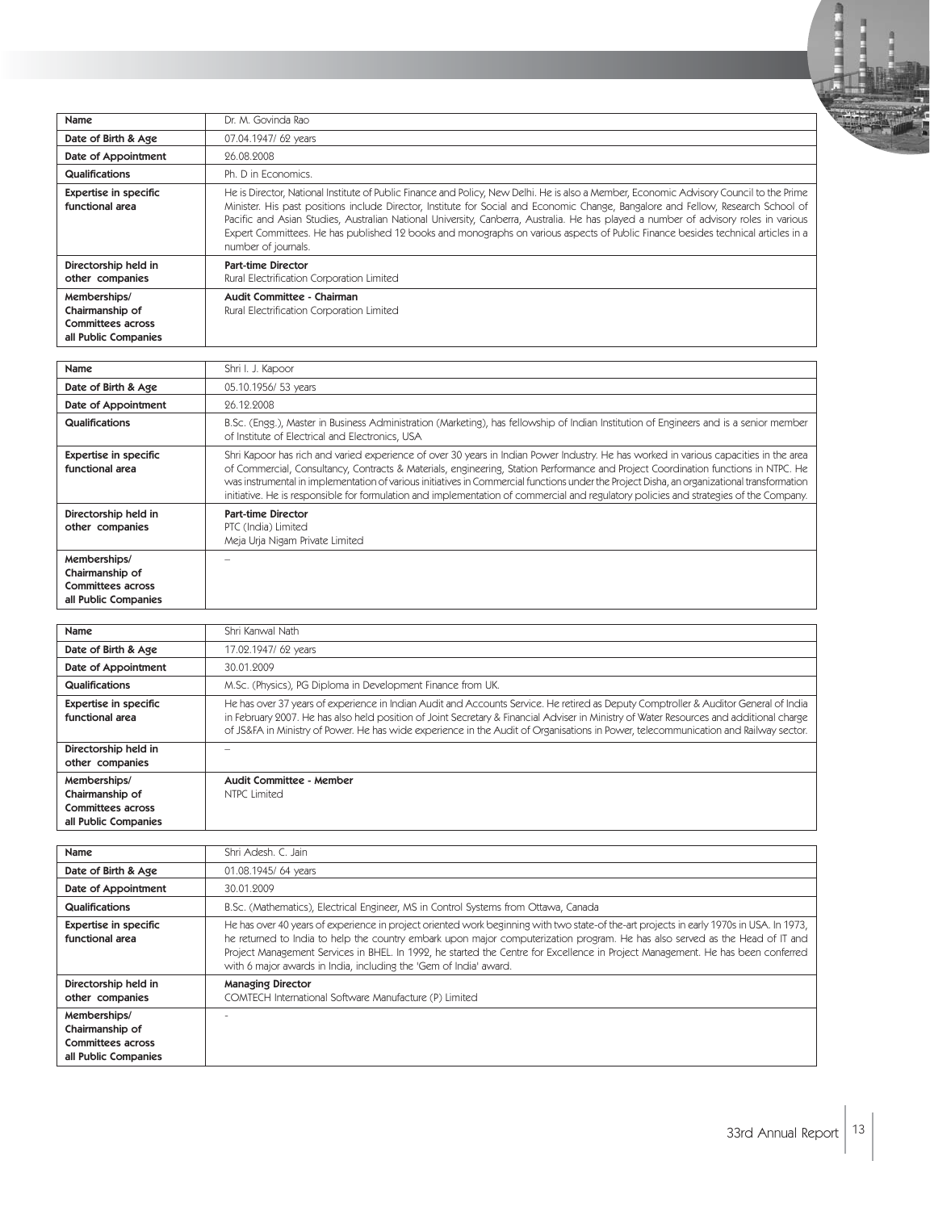| Name | Dr. M. Govinda Rao |
|---|---|
| Date of Birth & Age | 07.04.1947/ 62 years |
| Date of Appointment | 26.08.2008 |
| Qualifications | Ph. D in Economics. |
| Expertise in specific functional area | He is Director, National Institute of Public Finance and Policy, New Delhi. He is also a Member, Economic Advisory Council to the Prime Minister. His past positions include Director, Institute for Social and Economic Change, Bangalore and Fellow, Research School of Pacific and Asian Studies, Australian National University, Canberra, Australia. He has played a number of advisory roles in various Expert Committees. He has published 12 books and monographs on various aspects of Public Finance besides technical articles in a number of journals. |
| Directorship held in other companies | **Part-time Director**<br>Rural Electrification Corporation Limited |
| Memberships/ Chairmanship of Committees across all Public Companies | **Audit Committee - Chairman**<br>Rural Electrification Corporation Limited |

| Name | Shri I. J. Kapoor |
|---|---|
| Date of Birth & Age | 05.10.1956/ 53 years |
| Date of Appointment | 26.12.2008 |
| Qualifications | B.Sc. (Engg.), Master in Business Administration (Marketing), has fellowship of Indian Institution of Engineers and is a senior member of Institute of Electrical and Electronics, USA |
| Expertise in specific functional area | Shri Kapoor has rich and varied experience of over 30 years in Indian Power Industry. He has worked in various capacities in the area of Commercial, Consultancy, Contracts & Materials, engineering, Station Performance and Project Coordination functions in NTPC. He was instrumental in implementation of various initiatives in Commercial functions under the Project Disha, an organizational transformation initiative. He is responsible for formulation and implementation of commercial and regulatory policies and strategies of the Company. |
| Directorship held in other companies | **Part-time Director**<br>PTC (India) Limited<br>Meja Urja Nigam Private Limited |
| Memberships/ Chairmanship of Committees across all Public Companies | – |

| Name | Shri Kanwal Nath |
|---|---|
| Date of Birth & Age | 17.02.1947/ 62 years |
| Date of Appointment | 30.01.2009 |
| Qualifications | M.Sc. (Physics), PG Diploma in Development Finance from UK. |
| Expertise in specific functional area | He has over 37 years of experience in Indian Audit and Accounts Service. He retired as Deputy Comptroller & Auditor General of India in February 2007. He has also held position of Joint Secretary & Financial Adviser in Ministry of Water Resources and additional charge of JS&FA in Ministry of Power. He has wide experience in the Audit of Organisations in Power, telecommunication and Railway sector. |
| Directorship held in other companies | – |
| Memberships/ Chairmanship of Committees across all Public Companies | **Audit Committee - Member**<br>NTPC Limited |

| Name | Shri Adesh. C. Jain |
|---|---|
| Date of Birth & Age | 01.08.1945/ 64 years |
| Date of Appointment | 30.01.2009 |
| Qualifications | B.Sc. (Mathematics), Electrical Engineer, MS in Control Systems from Ottawa, Canada |
| Expertise in specific functional area | He has over 40 years of experience in project oriented work beginning with two state-of-the-art projects in early 1970s in USA. In 1973, he returned to India to help the country embark upon major computerization program. He has also served as the Head of IT and Project Management Services in BHEL. In 1992, he started the Centre for Excellence in Project Management. He has been conferred with 6 major awards in India, including the 'Gem of India' award. |
| Directorship held in other companies | **Managing Director**<br>COMTECH International Software Manufacture (P) Limited |
| Memberships/ Chairmanship of Committees across all Public Companies | - |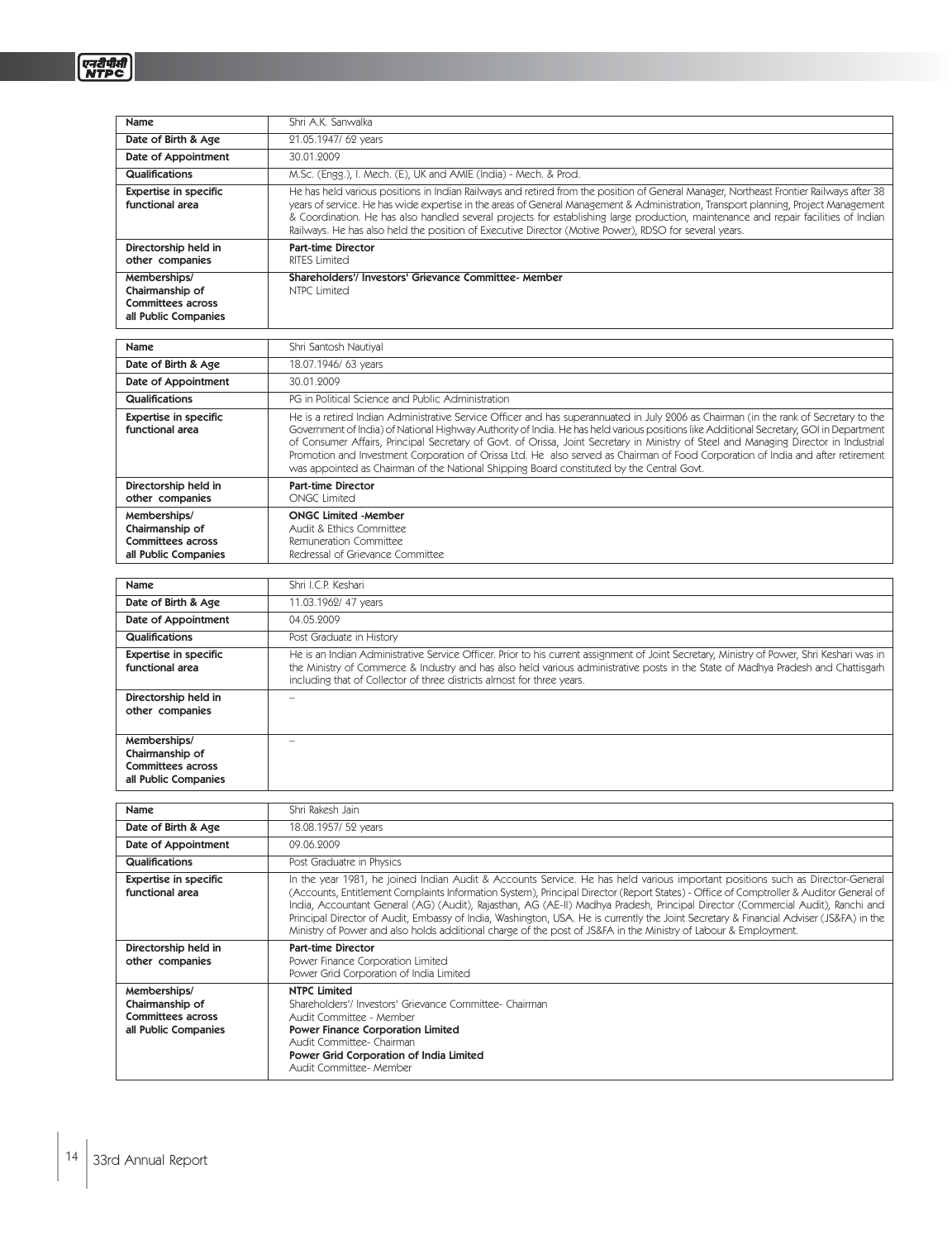| Name | Shri A.K. Sanwalka |
|---|---|
| Date of Birth & Age | 21.05.1947/ 62 years |
| Date of Appointment | 30.01.2009 |
| Qualifications | M.Sc. (Engg.), I. Mech. (E), UK and AMIE (India) - Mech. & Prod. |
| Expertise in specific functional area | He has held various positions in Indian Railways and retired from the position of General Manager, Northeast Frontier Railways after 38 years of service. He has wide expertise in the areas of General Management & Administration, Transport planning, Project Management & Coordination. He has also handled several projects for establishing large production, maintenance and repair facilities of Indian Railways. He has also held the position of Executive Director (Motive Power), RDSO for several years. |
| Directorship held in other companies | **Part-time Director**<br>RITES Limited |
| Memberships/ Chairmanship of Committees across all Public Companies | **Shareholders'/ Investors' Grievance Committee- Member**<br>NTPC Limited |

| Name | Shri Santosh Nautiyal |
|---|---|
| Date of Birth & Age | 18.07.1946/ 63 years |
| Date of Appointment | 30.01.2009 |
| Qualifications | PG in Political Science and Public Administration |
| Expertise in specific functional area | He is a retired Indian Administrative Service Officer and has superannuated in July 2006 as Chairman (in the rank of Secretary to the Government of India) of National Highway Authority of India. He has held various positions like Additional Secretary, GOI in Department of Consumer Affairs, Principal Secretary of Govt. of Orissa, Joint Secretary in Ministry of Steel and Managing Director in Industrial Promotion and Investment Corporation of Orissa Ltd. He also served as Chairman of Food Corporation of India and after retirement was appointed as Chairman of the National Shipping Board constituted by the Central Govt. |
| Directorship held in other companies | **Part-time Director**<br>ONGC Limited |
| Memberships/ Chairmanship of Committees across all Public Companies | **ONGC Limited -Member**<br>Audit & Ethics Committee<br>Remuneration Committee<br>Redressal of Grievance Committee |

| Name | Shri I.C.P. Keshari |
|---|---|
| Date of Birth & Age | 11.03.1962/ 47 years |
| Date of Appointment | 04.05.2009 |
| Qualifications | Post Graduate in History |
| Expertise in specific functional area | He is an Indian Administrative Service Officer. Prior to his current assignment of Joint Secretary, Ministry of Power, Shri Keshari was in the Ministry of Commerce & Industry and has also held various administrative posts in the State of Madhya Pradesh and Chattisgarh including that of Collector of three districts almost for three years. |
| Directorship held in other companies | – |
| Memberships/ Chairmanship of Committees across all Public Companies | – |

| Name | Shri Rakesh Jain |
|---|---|
| Date of Birth & Age | 18.08.1957/ 52 years |
| Date of Appointment | 09.06.2009 |
| Qualifications | Post Graduatre in Physics |
| Expertise in specific functional area | In the year 1981, he joined Indian Audit & Accounts Service. He has held various important positions such as Director-General (Accounts, Entitlement Complaints Information System), Principal Director (Report States) - Office of Comptroller & Auditor General of India, Accountant General (AG) (Audit), Rajasthan, AG (AE-II) Madhya Pradesh, Principal Director (Commercial Audit), Ranchi and Principal Director of Audit, Embassy of India, Washington, USA. He is currently the Joint Secretary & Financial Adviser (JS&FA) in the Ministry of Power and also holds additional charge of the post of JS&FA in the Ministry of Labour & Employment. |
| Directorship held in other companies | **Part-time Director**<br>Power Finance Corporation Limited<br>Power Grid Corporation of India Limited |
| Memberships/ Chairmanship of Committees across all Public Companies | **NTPC Limited**<br>Shareholders'/ Investors' Grievance Committee- Chairman<br>Audit Committee - Member<br>**Power Finance Corporation Limited**<br>Audit Committee- Chairman<br>**Power Grid Corporation of India Limited**<br>Audit Committee- Member |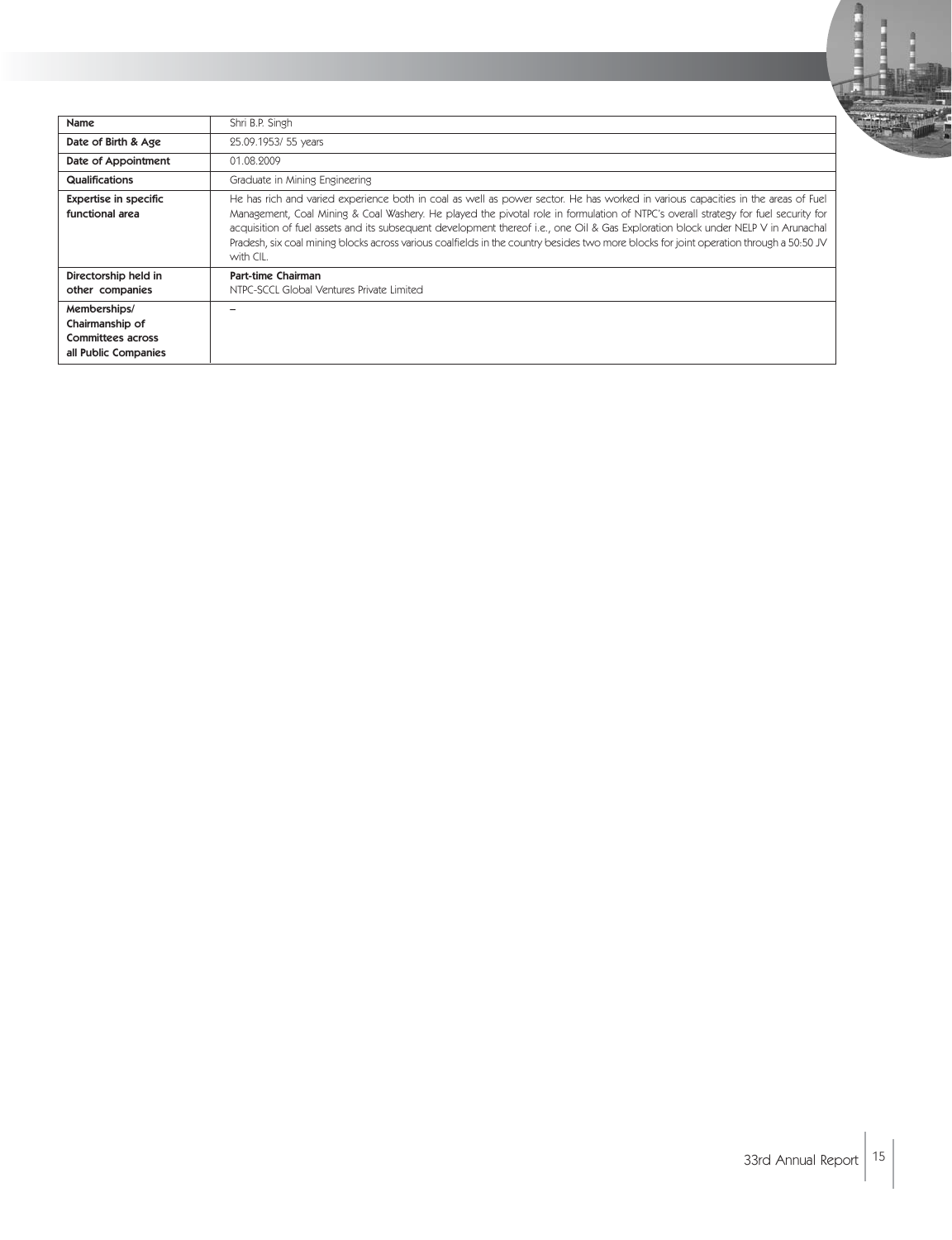| | |
|---|---|
| **Name** | Shri B.P. Singh |
| **Date of Birth & Age** | 25.09.1953/ 55 years |
| **Date of Appointment** | 01.08.2009 |
| **Qualifications** | Graduate in Mining Engineering |
| **Expertise in specific functional area** | He has rich and varied experience both in coal as well as power sector. He has worked in various capacities in the areas of Fuel Management, Coal Mining & Coal Washery. He played the pivotal role in formulation of NTPC's overall strategy for fuel security for acquisition of fuel assets and its subsequent development thereof i.e., one Oil & Gas Exploration block under NELP V in Arunachal Pradesh, six coal mining blocks across various coalfields in the country besides two more blocks for joint operation through a 50:50 JV with CIL. |
| **Directorship held in other companies** | **Part-time Chairman**<br>NTPC-SCCL Global Ventures Private Limited |
| **Memberships/ Chairmanship of Committees across all Public Companies** | – |